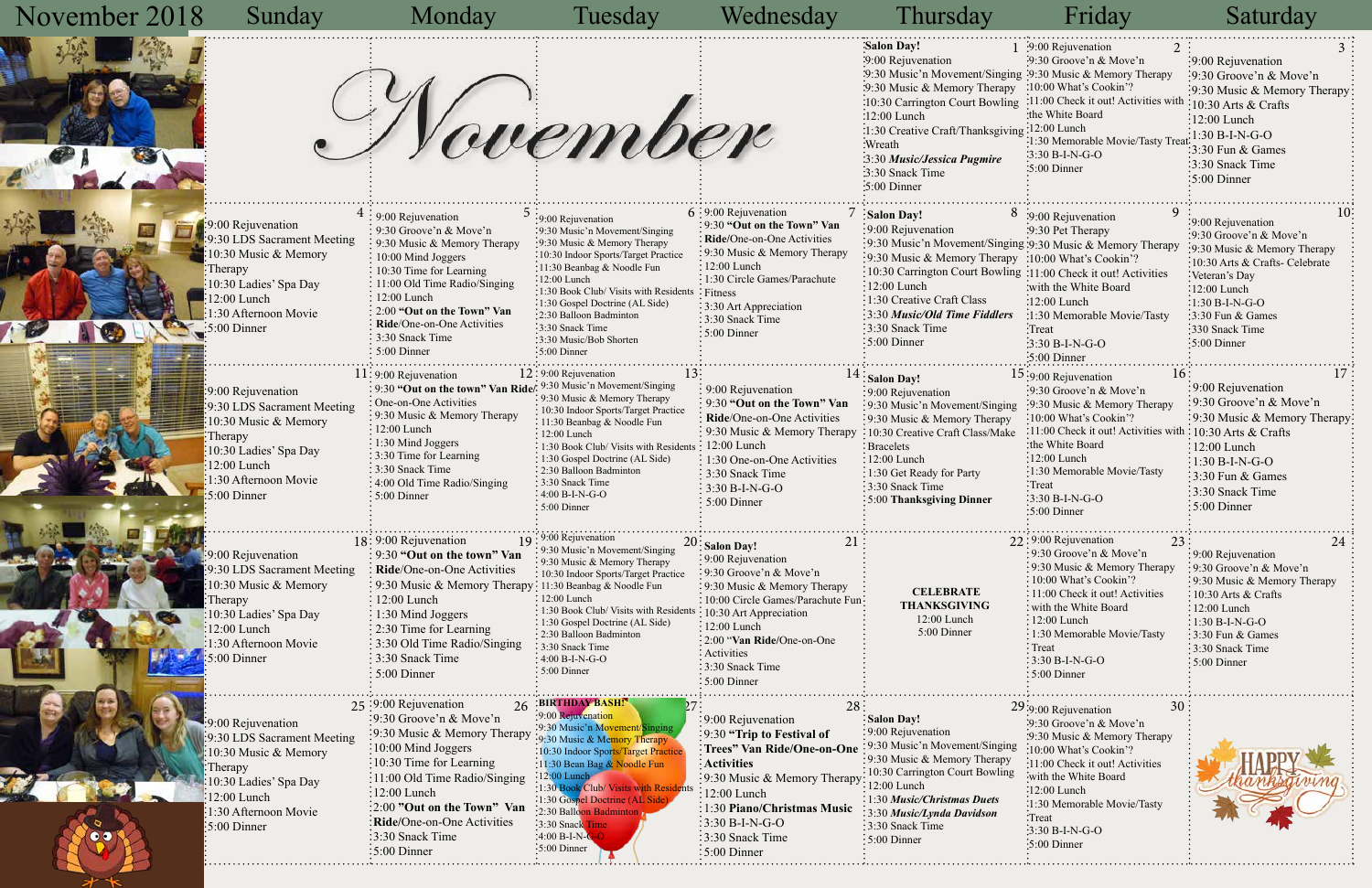# November 2018

| Sunday | Monday | Tuesday | Wednesday | Thursday | Friday | Saturday |
|---|---|---|---|---|---|---|
| | | | | **1** **Salon Day!**<br>9:00 Rejuvenation<br>9:30 Music'n Movement/Singing<br>9:30 Music & Memory Therapy<br>10:30 Carrington Court Bowling<br>12:00 Lunch<br>1:30 Creative Craft/Thanksgiving Wreath<br>3:30 *Music/Jessica Pugmire*<br>3:30 Snack Time<br>5:00 Dinner | **2** 9:00 Rejuvenation<br>9:30 Groove'n & Move'n<br>9:30 Music & Memory Therapy<br>10:00 What's Cookin'?<br>11:00 Check it out! Activities with the White Board<br>12:00 Lunch<br>1:30 Memorable Movie/Tasty Treat<br>3:30 B-I-N-G-O<br>5:00 Dinner | **3** 9:00 Rejuvenation<br>9:30 Groove'n & Move'n<br>9:30 Music & Memory Therapy<br>10:30 Arts & Crafts<br>12:00 Lunch<br>1:30 B-I-N-G-O<br>3:30 Fun & Games<br>3:30 Snack Time<br>5:00 Dinner |
| **4** 9:00 Rejuvenation<br>9:30 LDS Sacrament Meeting<br>10:30 Music & Memory Therapy<br>10:30 Ladies' Spa Day<br>12:00 Lunch<br>1:30 Afternoon Movie<br>5:00 Dinner | **5** 9:00 Rejuvenation<br>9:30 Groove'n & Move'n<br>9:30 Music & Memory Therapy<br>10:00 Mind Joggers<br>10:30 Time for Learning<br>11:00 Old Time Radio/Singing<br>12:00 Lunch<br>2:00 **"Out on the Town" Van Ride**/One-on-One Activities<br>3:30 Snack Time<br>5:00 Dinner | **6** 9:00 Rejuvenation<br>9:30 Music'n Movement/Singing<br>9:30 Music & Memory Therapy<br>10:30 Indoor Sports/Target Practice<br>11:30 Beanbag & Noodle Fun<br>12:00 Lunch<br>1:30 Book Club/ Visits with Residents<br>1:30 Gospel Doctrine (AL Side)<br>2:30 Balloon Badminton<br>3:30 Snack Time<br>3:30 Music/Bob Shorten<br>5:00 Dinner | **7** 9:00 Rejuvenation<br>9:30 **"Out on the Town" Van Ride**/One-on-One Activities<br>9:30 Music & Memory Therapy<br>12:00 Lunch<br>1:30 Circle Games/Parachute Fitness<br>3:30 Art Appreciation<br>3:30 Snack Time<br>5:00 Dinner | **8** **Salon Day!**<br>9:00 Rejuvenation<br>9:30 Music'n Movement/Singing<br>9:30 Music & Memory Therapy<br>10:30 Carrington Court Bowling<br>12:00 Lunch<br>1:30 Creative Craft Class<br>3:30 ***Music/Old Time Fiddlers***<br>3:30 Snack Time<br>5:00 Dinner | **9** 9:00 Rejuvenation<br>9:30 Pet Therapy<br>9:30 Music & Memory Therapy<br>10:00 What's Cookin'?<br>11:00 Check it out! Activities with the White Board<br>12:00 Lunch<br>1:30 Memorable Movie/Tasty Treat<br>3:30 B-I-N-G-O<br>5:00 Dinner | **10** 9:00 Rejuvenation<br>9:30 Groove'n & Move'n<br>9:30 Music & Memory Therapy<br>10:30 Arts & Crafts- Celebrate Veteran's Day<br>12:00 Lunch<br>1:30 B-I-N-G-O<br>3:30 Fun & Games<br>330 Snack Time<br>5:00 Dinner |
| **11** 9:00 Rejuvenation<br>9:30 LDS Sacrament Meeting<br>10:30 Music & Memory Therapy<br>10:30 Ladies' Spa Day<br>12:00 Lunch<br>1:30 Afternoon Movie<br>5:00 Dinner | **12** 9:00 Rejuvenation<br>9:30 **"Out on the town" Van Ride**/One-on-One Activities<br>9:30 Music & Memory Therapy<br>12:00 Lunch<br>1:30 Mind Joggers<br>3:30 Time for Learning<br>3:30 Snack Time<br>4:00 Old Time Radio/Singing<br>5:00 Dinner | **13** 9:00 Rejuvenation<br>9:30 Music'n Movement/Singing<br>9:30 Music & Memory Therapy<br>10:30 Indoor Sports/Target Practice<br>11:30 Beanbag & Noodle Fun<br>12:00 Lunch<br>1:30 Book Club/ Visits with Residents<br>1:30 Gospel Doctrine (AL Side)<br>2:30 Balloon Badminton<br>3:30 Snack Time<br>4:00 B-I-N-G-O<br>5:00 Dinner | **14** 9:00 Rejuvenation<br>9:30 **"Out on the Town" Van Ride**/One-on-One Activities<br>9:30 Music & Memory Therapy<br>12:00 Lunch<br>1:30 One-on-One Activities<br>3:30 Snack Time<br>3:30 B-I-N-G-O<br>5:00 Dinner | **15** **Salon Day!**<br>9:00 Rejuvenation<br>9:30 Music'n Movement/Singing<br>9:30 Music & Memory Therapy<br>10:30 Creative Craft Class/Make Bracelets<br>12:00 Lunch<br>1:30 Get Ready for Party<br>3:30 Snack Time<br>5:00 **Thanksgiving Dinner** | **16** 9:00 Rejuvenation<br>9:30 Groove'n & Move'n<br>9:30 Music & Memory Therapy<br>10:00 What's Cookin'?<br>11:00 Check it out! Activities with the White Board<br>12:00 Lunch<br>1:30 Memorable Movie/Tasty Treat<br>3:30 B-I-N-G-O<br>5:00 Dinner | **17** 9:00 Rejuvenation<br>9:30 Groove'n & Move'n<br>9:30 Music & Memory Therapy<br>10:30 Arts & Crafts<br>12:00 Lunch<br>1:30 B-I-N-G-O<br>3:30 Fun & Games<br>3:30 Snack Time<br>5:00 Dinner |
| **18** 9:00 Rejuvenation<br>9:30 LDS Sacrament Meeting<br>10:30 Music & Memory Therapy<br>10:30 Ladies' Spa Day<br>12:00 Lunch<br>1:30 Afternoon Movie<br>5:00 Dinner | **19** 9:00 Rejuvenation<br>9:30 **"Out on the town" Van Ride**/One-on-One Activities<br>9:30 Music & Memory Therapy<br>12:00 Lunch<br>1:30 Mind Joggers<br>2:30 Time for Learning<br>3:30 Old Time Radio/Singing<br>3:30 Snack Time<br>5:00 Dinner | **20** 9:00 Rejuvenation<br>9:30 Music'n Movement/Singing<br>9:30 Music & Memory Therapy<br>10:30 Indoor Sports/Target Practice<br>11:30 Beanbag & Noodle Fun<br>12:00 Lunch<br>1:30 Book Club/ Visits with Residents<br>1:30 Gospel Doctrine (AL Side)<br>2:30 Balloon Badminton<br>3:30 Snack Time<br>4:00 B-I-N-G-O<br>5:00 Dinner | **21** **Salon Day!**<br>9:00 Rejuvenation<br>9:30 Groove'n & Move'n<br>9:30 Music & Memory Therapy<br>10:00 Circle Games/Parachute Fun<br>10:30 Art Appreciation<br>12:00 Lunch<br>2:00 **"Van Ride**/One-on-One Activities<br>3:30 Snack Time<br>5:00 Dinner | **22** **CELEBRATE THANKSGIVING**<br>12:00 Lunch<br>5:00 Dinner | **23** 9:00 Rejuvenation<br>9:30 Groove'n & Move'n<br>9:30 Music & Memory Therapy<br>10:00 What's Cookin'?<br>11:00 Check it out! Activities with the White Board<br>12:00 Lunch<br>1:30 Memorable Movie/Tasty Treat<br>3:30 B-I-N-G-O<br>5:00 Dinner | **24** 9:00 Rejuvenation<br>9:30 Groove'n & Move'n<br>9:30 Music & Memory Therapy<br>10:30 Arts & Crafts<br>12:00 Lunch<br>1:30 B-I-N-G-O<br>3:30 Fun & Games<br>3:30 Snack Time<br>5:00 Dinner |
| **25** 9:00 Rejuvenation<br>9:30 LDS Sacrament Meeting<br>10:30 Music & Memory Therapy<br>10:30 Ladies' Spa Day<br>12:00 Lunch<br>1:30 Afternoon Movie<br>5:00 Dinner | **26** 9:00 Rejuvenation<br>9:30 Groove'n & Move'n<br>9:30 Music & Memory Therapy<br>10:00 Mind Joggers<br>10:30 Time for Learning<br>11:00 Old Time Radio/Singing<br>12:00 Lunch<br>2:00 **"Out on the Town" Van Ride**/One-on-One Activities<br>3:30 Snack Time<br>5:00 Dinner | **27** **BIRTHDAY BASH!**<br>9:00 Rejuvenation<br>9:30 Music'n Movement/Singing<br>9:30 Music & Memory Therapy<br>10:30 Indoor Sports/Target Practice<br>11:30 Bean Bag & Noodle Fun<br>12:00 Lunch<br>1:30 Book Club/ Visits with Residents<br>1:30 Gospel Doctrine (AL Side)<br>2:30 Balloon Badminton<br>3:30 Snack Time<br>4:00 B-I-N-G-O<br>5:00 Dinner | **28** 9:00 Rejuvenation<br>9:30 **"Trip to Festival of Trees" Van Ride/One-on-One Activities**<br>9:30 Music & Memory Therapy<br>12:00 Lunch<br>1:30 **Piano/Christmas Music**<br>3:30 B-I-N-G-O<br>3:30 Snack Time<br>5:00 Dinner | **29** **Salon Day!**<br>9:00 Rejuvenation<br>9:30 Music'n Movement/Singing<br>9:30 Music & Memory Therapy<br>10:30 Carrington Court Bowling<br>12:00 Lunch<br>1:30 ***Music/Christmas Duets***<br>3:30 ***Music/Lynda Davidson***<br>3:30 Snack Time<br>5:00 Dinner | **30** 9:00 Rejuvenation<br>9:30 Groove'n & Move'n<br>9:30 Music & Memory Therapy<br>10:00 What's Cookin'?<br>11:00 Check it out! Activities with the White Board<br>12:00 Lunch<br>1:30 Memorable Movie/Tasty Treat<br>3:30 B-I-N-G-O<br>5:00 Dinner | HAPPY thanksgiving |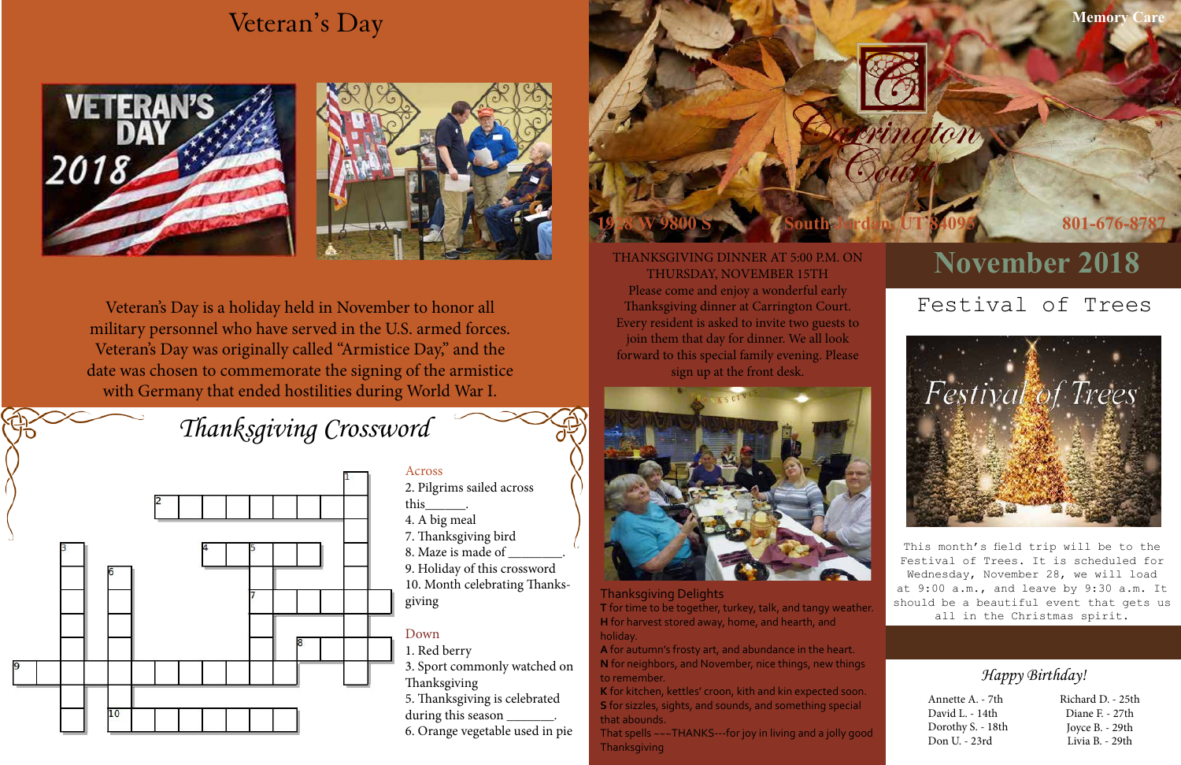# Veteran's Day

Veteran's Day is a holiday held in November to honor all military personnel who have served in the U.S. armed forces. Veteran's Day was originally called "Armistice Day," and the date was chosen to commemorate the signing of the armistice with Germany that ended hostilities during World War I.

## *Thanksgiving Crossword*

**Across**

2. Pilgrims sailed across this______.
4. A big meal
7. Thanksgiving bird
8. Maze is made of ________.
9. Holiday of this crossword
10. Month celebrating Thanksgiving

**Down**

1. Red berry
3. Sport commonly watched on Thanksgiving
5. Thanksgiving is celebrated during this season _______.
6. Orange vegetable used in pie

Memory Care

Carrington Court

1928 W 9800 S South Jordan, UT 84095 801-676-8787

THANKSGIVING DINNER AT 5:00 P.M. ON THURSDAY, NOVEMBER 15TH

Please come and enjoy a wonderful early Thanksgiving dinner at Carrington Court. Every resident is asked to invite two guests to join them that day for dinner. We all look forward to this special family evening. Please sign up at the front desk.

### Thanksgiving Delights

**T** for time to be together, turkey, talk, and tangy weather.
**H** for harvest stored away, home, and hearth, and holiday.
**A** for autumn's frosty art, and abundance in the heart.
**N** for neighbors, and November, nice things, new things to remember.
**K** for kitchen, kettles' croon, kith and kin expected soon.
**S** for sizzles, sights, and sounds, and something special that abounds.
That spells ~~~THANKS---for joy in living and a jolly good Thanksgiving

# November 2018

## Festival of Trees

This month's field trip will be to the Festival of Trees. It is scheduled for Wednesday, November 28, we will load at 9:00 a.m., and leave by 9:30 a.m. It should be a beautiful event that gets us all in the Christmas spirit.

### *Happy Birthday!*

Annette A. - 7th
David L. - 14th
Dorothy S. - 18th
Don U. - 23rd
Richard D. - 25th
Diane F. - 27th
Joyce B. - 29th
Livia B. - 29th